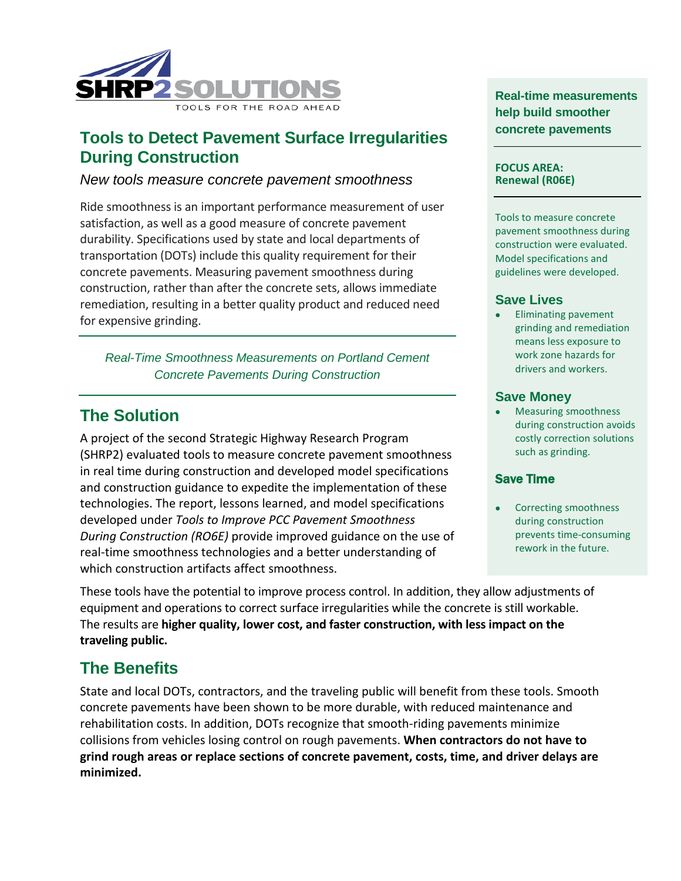SHRP2 SOLUTIONS

TOOLS FOR THE ROAD AHEAD

# Tools to Detect Pavement Surface Irregularities During Construction

*New tools measure concrete pavement smoothness*

Ride smoothness is an important performance measurement of user satisfaction, as well as a good measure of concrete pavement durability. Specifications used by state and local departments of transportation (DOTs) include this quality requirement for their concrete pavements. Measuring pavement smoothness during construction, rather than after the concrete sets, allows immediate remediation, resulting in a better quality product and reduced need for expensive grinding.

*Real-Time Smoothness Measurements on Portland Cement Concrete Pavements During Construction*

## The Solution

A project of the second Strategic Highway Research Program (SHRP2) evaluated tools to measure concrete pavement smoothness in real time during construction and developed model specifications and construction guidance to expedite the implementation of these technologies. The report, lessons learned, and model specifications developed under *Tools to Improve PCC Pavement Smoothness During Construction (RO6E)* provide improved guidance on the use of real-time smoothness technologies and a better understanding of which construction artifacts affect smoothness.

These tools have the potential to improve process control. In addition, they allow adjustments of equipment and operations to correct surface irregularities while the concrete is still workable. The results are **higher quality, lower cost, and faster construction, with less impact on the traveling public.**

## The Benefits

State and local DOTs, contractors, and the traveling public will benefit from these tools. Smooth concrete pavements have been shown to be more durable, with reduced maintenance and rehabilitation costs. In addition, DOTs recognize that smooth-riding pavements minimize collisions from vehicles losing control on rough pavements. **When contractors do not have to grind rough areas or replace sections of concrete pavement, costs, time, and driver delays are minimized.**

**Real-time measurements help build smoother concrete pavements**

**FOCUS AREA: Renewal (R06E)**

Tools to measure concrete pavement smoothness during construction were evaluated. Model specifications and guidelines were developed.

### Save Lives

- Eliminating pavement grinding and remediation means less exposure to work zone hazards for drivers and workers.

### Save Money

- Measuring smoothness during construction avoids costly correction solutions such as grinding.

### Save Time

- Correcting smoothness during construction prevents time-consuming rework in the future.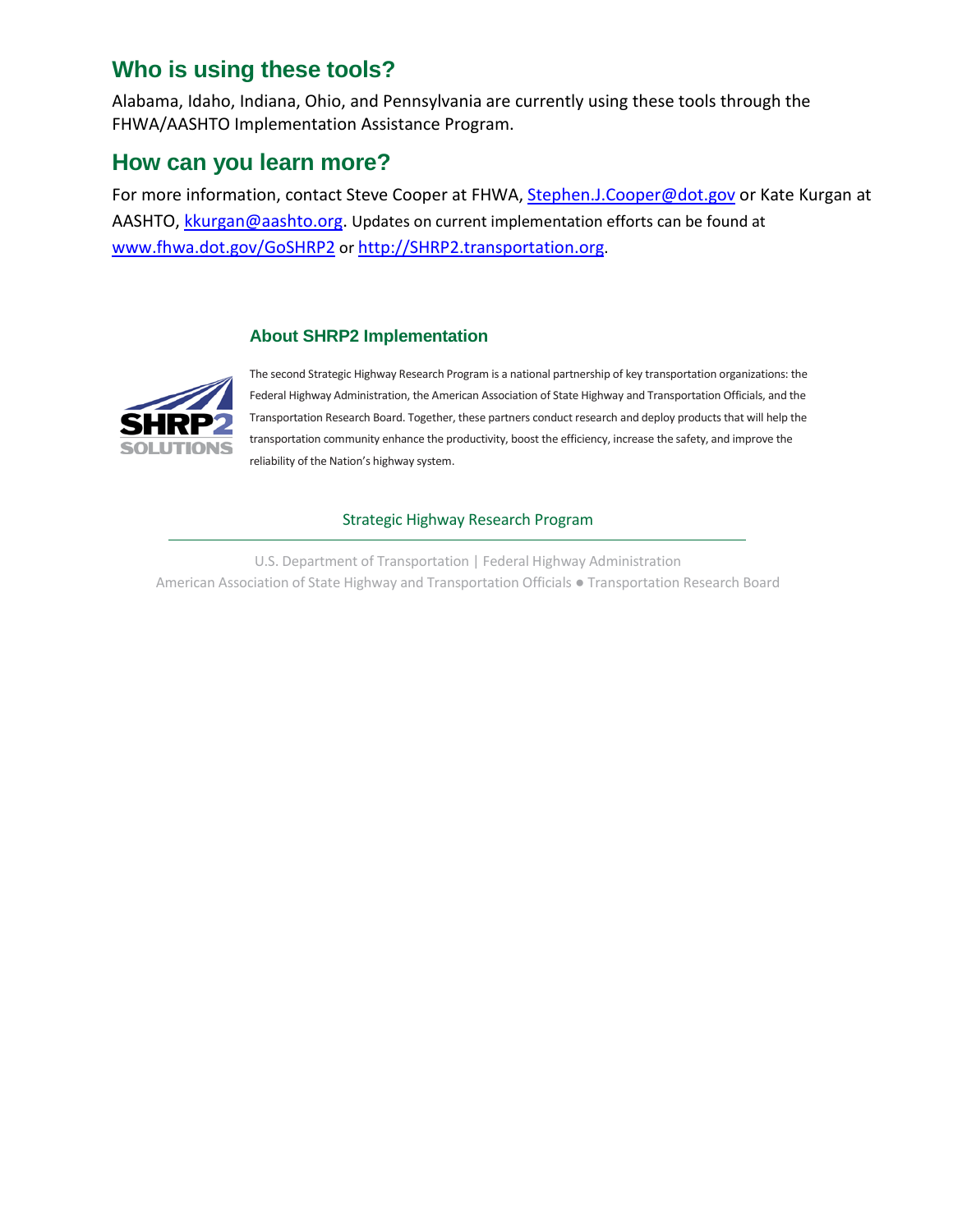## Who is using these tools?

Alabama, Idaho, Indiana, Ohio, and Pennsylvania are currently using these tools through the FHWA/AASHTO Implementation Assistance Program.

## How can you learn more?

For more information, contact Steve Cooper at FHWA, Stephen.J.Cooper@dot.gov or Kate Kurgan at AASHTO, kkurgan@aashto.org. Updates on current implementation efforts can be found at www.fhwa.dot.gov/GoSHRP2 or http://SHRP2.transportation.org.

### About SHRP2 Implementation

SHRP2 SOLUTIONS

The second Strategic Highway Research Program is a national partnership of key transportation organizations: the Federal Highway Administration, the American Association of State Highway and Transportation Officials, and the Transportation Research Board. Together, these partners conduct research and deploy products that will help the transportation community enhance the productivity, boost the efficiency, increase the safety, and improve the reliability of the Nation's highway system.

Strategic Highway Research Program

---

U.S. Department of Transportation | Federal Highway Administration

American Association of State Highway and Transportation Officials ● Transportation Research Board